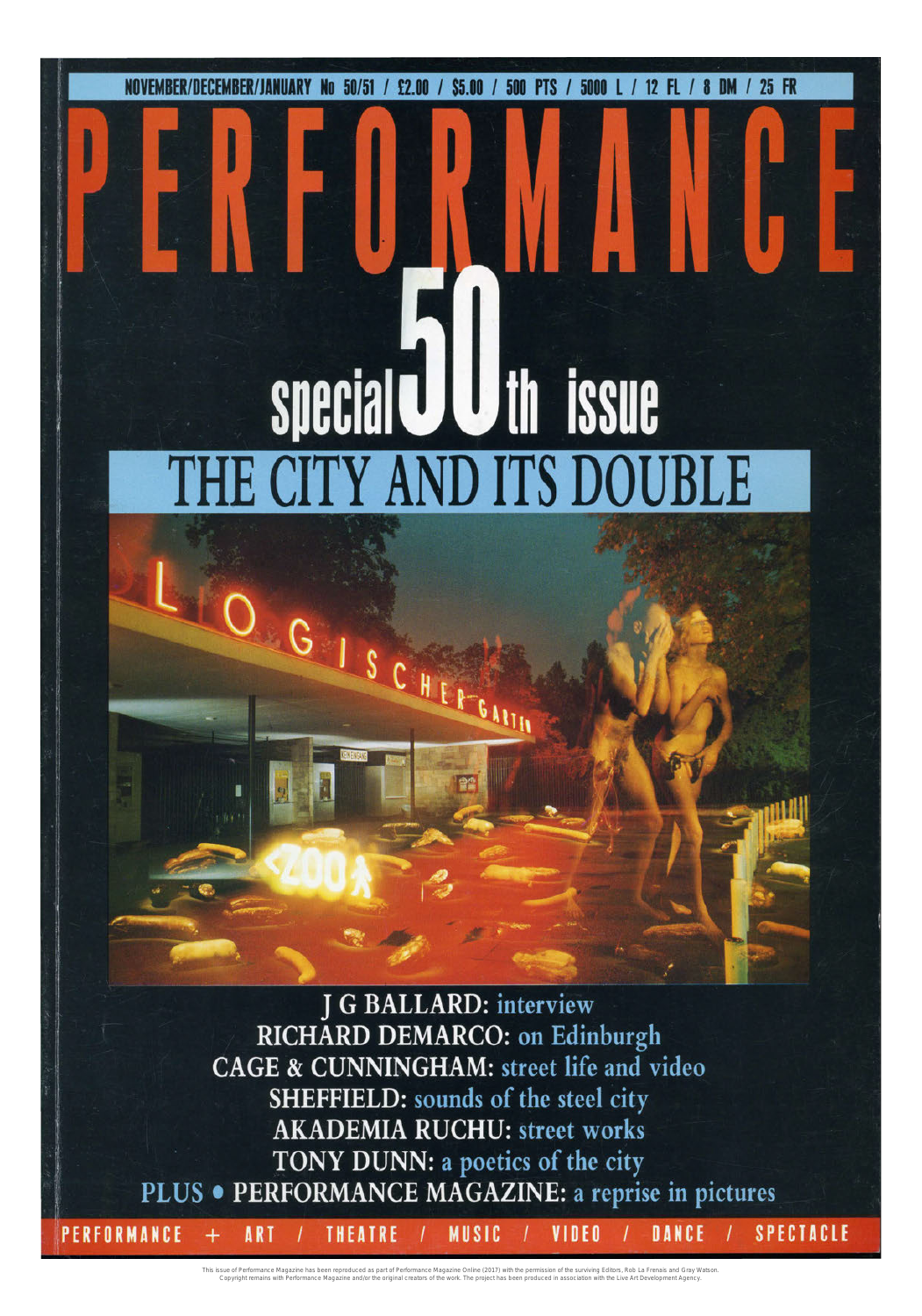NOVEMBER/DECEMBER/JANUARY No 50/51 / £2.00 / $5.00 / 500 PTS / 5000 L / 12 FL / 8 DM / 25 FR

# PERFORMANCE

## special 50th issue

## THE CITY AND ITS DOUBLE

**J G BALLARD:** interview
**RICHARD DEMARCO:** on Edinburgh
**CAGE & CUNNINGHAM:** street life and video
**SHEFFIELD:** sounds of the steel city
**AKADEMIA RUCHU:** street works
**TONY DUNN:** a poetics of the city
PLUS • **PERFORMANCE MAGAZINE:** a reprise in pictures

PERFORMANCE + ART / THEATRE / MUSIC / VIDEO / DANCE / SPECTACLE

This issue of Performance Magazine has been reproduced as part of Performance Magazine Online (2017) with the permission of the surviving Editors, Rob La Frenais and Gray Watson. Copyright remains with Performance Magazine and/or the original creators of the work. The project has been produced in association with the Live Art Development Agency.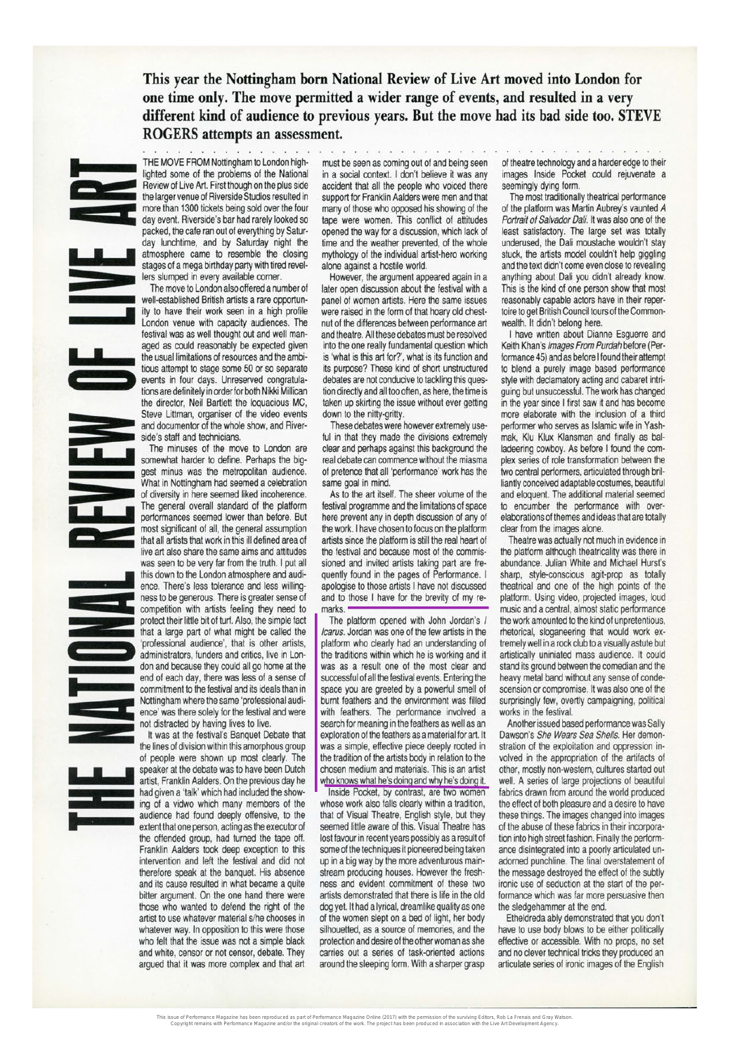# THE NATIONAL REVIEW OF LIVE ART

**This year the Nottingham born National Review of Live Art moved into London for one time only. The move permitted a wider range of events, and resulted in a very different kind of audience to previous years. But the move had its bad side too. STEVE ROGERS attempts an assessment.**

THE MOVE FROM Nottingham to London highlighted some of the problems of the National Review of Live Art. First though on the plus side the larger venue of Riverside Studios resulted in more than 1300 tickets being sold over the four day event. Riverside's bar had rarely looked so packed, the cafe ran out of everything by Saturday lunchtime, and by Saturday night the atmosphere came to resemble the closing stages of a mega birthday party with tired revellers slumped in every available corner.

The move to London also offered a number of well-established British artists a rare opportunity to have their work seen in a high profile London venue with capacity audiences. The festival was as well thought out and well managed as could reasonably be expected given the usual limitations of resources and the ambitious attempt to stage some 50 or so separate events in four days. Unreserved congratulations are definitely in order for both Nikki Millican the director, Neil Bartlett the loquacious MC, Steve Littman, organiser of the video events and documentor of the whole show, and Riverside's staff and technicians.

The minuses of the move to London are somewhat harder to define. Perhaps the biggest minus was the metropolitan audience. What in Nottingham had seemed a celebration of diversity in here seemed liked incoherence. The general overall standard of the platform performances seemed lower than before. But most significant of all, the general assumption that all artists that work in this ill defined area of live art also share the same aims and attitudes was seen to be very far from the truth. I put all this down to the London atmosphere and audience. There's less tolerance and less willingness to be generous. There is greater sense of competition with artists feeling they need to protect their little bit of turf. Also, the simple fact that a large part of what might be called the 'professional audience', that is other artists, administrators, funders and critics, live in London and because they could all go home at the end of each day, there was less of a sense of commitment to the festival and its ideals than in Nottingham where the same 'professional audience' was there solely for the festival and were not distracted by having lives to live.

It was at the festival's Banquet Debate that the lines of division within this amorphous group of people were shown up most clearly. The speaker at the debate was to have been Dutch artist, Franklin Aalders. On the previous day he had given a 'talk' which had included the showing of a vidwo which many members of the audience had found deeply offensive, to the extent that one person, acting as the executor of the offended group, had turned the tape off. Franklin Aalders took deep exception to this intervention and left the festival and did not therefore speak at the banquet. His absence and its cause resulted in what became a quite bitter argument. On the one hand there were those who wanted to defend the right of the artist to use whatever material s/he chooses in whatever way. In opposition to this were those who felt that the issue was not a simple black and white, censor or not censor, debate. They argued that it was more complex and that art must be seen as coming out of and being seen in a social context. I don't believe it was any accident that all the people who voiced there support for Franklin Aalders were men and that many of those who opposed his showing of the tape were women. This conflict of attitudes opened the way for a discussion, which lack of time and the weather prevented, of the whole mythology of the individual artist-hero working alone against a hostile world.

However, the argument appeared again in a later open discussion about the festival with a panel of women artists. Here the same issues were raised in the form of that hoary old chestnut of the differences between performance art and theatre. All these debates must be resolved into the one really fundamental question which is 'what is this art for?', what is its function and its purpose? These kind of short unstructured debates are not conducive to tackling this question directly and all too often, as here, the time is taken up skirting the issue without ever getting down to the nitty-gritty.

These debates were however extremely useful in that they made the divisions extremely clear and perhaps against this background the real debate can commence without the miasma of pretence that all 'performance' work has the same goal in mind.

As to the art itself. The sheer volume of the festival programme and the limitations of space here prevent any in depth discussion of any of the work. I have chosen to focus on the platform artists since the platform is still the real heart of the festival and because most of the commissioned and invited artists taking part are frequently found in the pages of Performance. I apologise to those artists I have not discussed and to those I have for the brevity of my remarks.

The platform opened with John Jordan's *I Icarus*. Jordan was one of the few artists in the platform who clearly had an understanding of the traditions within which he is working and it was as a result one of the most clear and successful of all the festival events. Entering the space you are greeted by a powerful smell of burnt feathers and the environment was filled with feathers. The performance involved a search for meaning in the feathers as well as an exploration of the feathers as a material for art. It was a simple, effective piece deeply rooted in the tradition of the artists body in relation to the chosen medium and materials. This is an artist who knows what he's doing and why he's doing it.

Inside Pocket, by contrast, are two women whose work also falls clearly within a tradition, that of Visual Theatre, English style, but they seemed little aware of this. Visual Theatre has lost favour in recent years possibly as a result of some of the techniques it pioneered being taken up in a big way by the more adventurous mainstream producing houses. However the freshness and evident commitment of these two artists demonstrated that there is life in the old dog yet. It had a lyrical, dreamlike quality as one of the women slept on a bed of light, her body silhouetted, as a source of memories, and the protection and desire of the other woman as she carries out a series of task-oriented actions around the sleeping form. With a sharper grasp of theatre technology and a harder edge to their images Inside Pocket could rejuvenate a seemingly dying form.

The most traditionally theatrical performance of the platform was Martin Aubrey's vaunted *A Portrait of Salvador Dali*. It was also one of the least satisfactory. The large set was totally underused, the Dali moustache wouldn't stay stuck, the artists model couldn't help giggling and the text didn't come even close to revealing anything about Dali you didn't already know. This is the kind of one person show that most reasonably capable actors have in their repertoire to get British Council tours of the Commonwealth. It didn't belong here.

I have written about Dianne Esguerre and Keith Khan's *Images From Purdah* before (Performance 45) and as before I found their attempt to blend a purely image based performance style with declamatory acting and cabaret intriguing but unsuccessful. The work has changed in the year since I first saw it and has become more elaborate with the inclusion of a third performer who serves as Islamic wife in Yashmak, Klu Klux Klansman and finally as balladeering cowboy. As before I found the complex series of role transformation between the two central performers, articulated through brilliantly conceived adaptable costumes, beautiful and eloquent. The additional material seemed to encumber the performance with over-elaborations of themes and ideas that are totally clear from the images alone.

Theatre was actually not much in evidence in the platform although theatricality was there in abundance. Julian White and Michael Hurst's sharp, style-conscious agit-prop as totally theatrical and one of the high points of the platform. Using video, projected images, loud music and a central, almost static performance the work amounted to the kind of unpretentious, rhetorical, sloganeering that would work extremely well in a rock club to a visually astute but artistically uniniated mass audience. It could stand its ground between the comedian and the heavy metal band without any sense of condescension or compromise. It was also one of the surprisingly few, overtly campaigning, political works in the festival.

Another issued based performance was Sally Dawson's *She Wears Sea Shells*. Her demonstration of the exploitation and oppression involved in the appropriation of the artifacts of other, mostly non-western, cultures started out well. A series of large projections of beautiful fabrics drawn from around the world produced the effect of both pleasure and a desire to have these things. The images changed into images of the abuse of these fabrics in their incorporation into high street fashion. Finally the performance disintegrated into a poorly articulated unadorned punchline. The final overstatement of the message destroyed the effect of the subtly ironic use of seduction at the start of the performance which was far more persuasive then the sledgehammer at the end.

Etheldreda ably demonstrated that you don't have to use body blows to be either politically effective or accessible. With no props, no set and no clever technical tricks they produced an articulate series of ironic images of the English